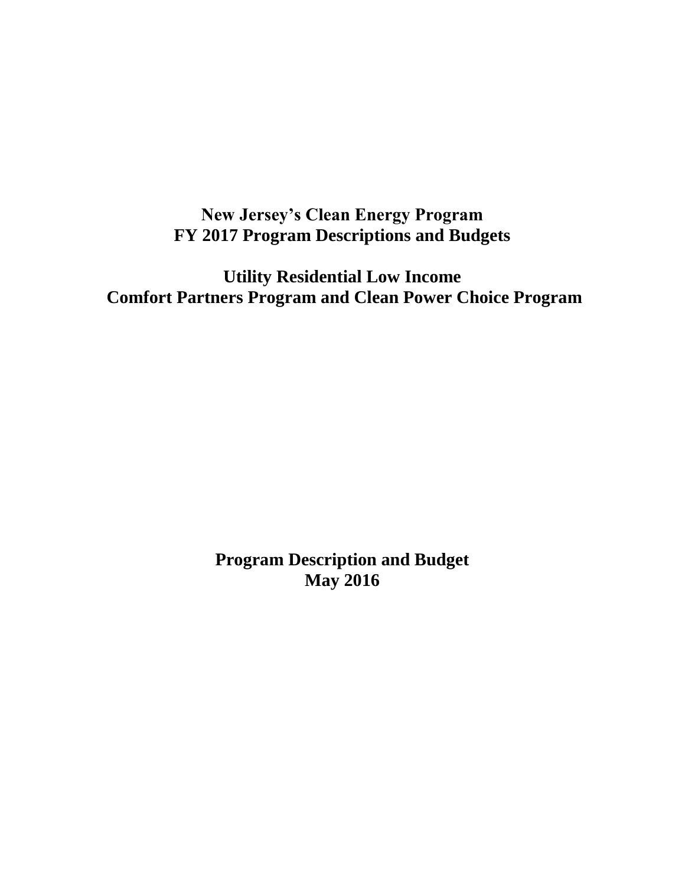# New Jersey's Clean Energy Program
# FY 2017 Program Descriptions and Budgets

## Utility Residential Low Income
## Comfort Partners Program and Clean Power Choice Program

**Program Description and Budget**
**May 2016**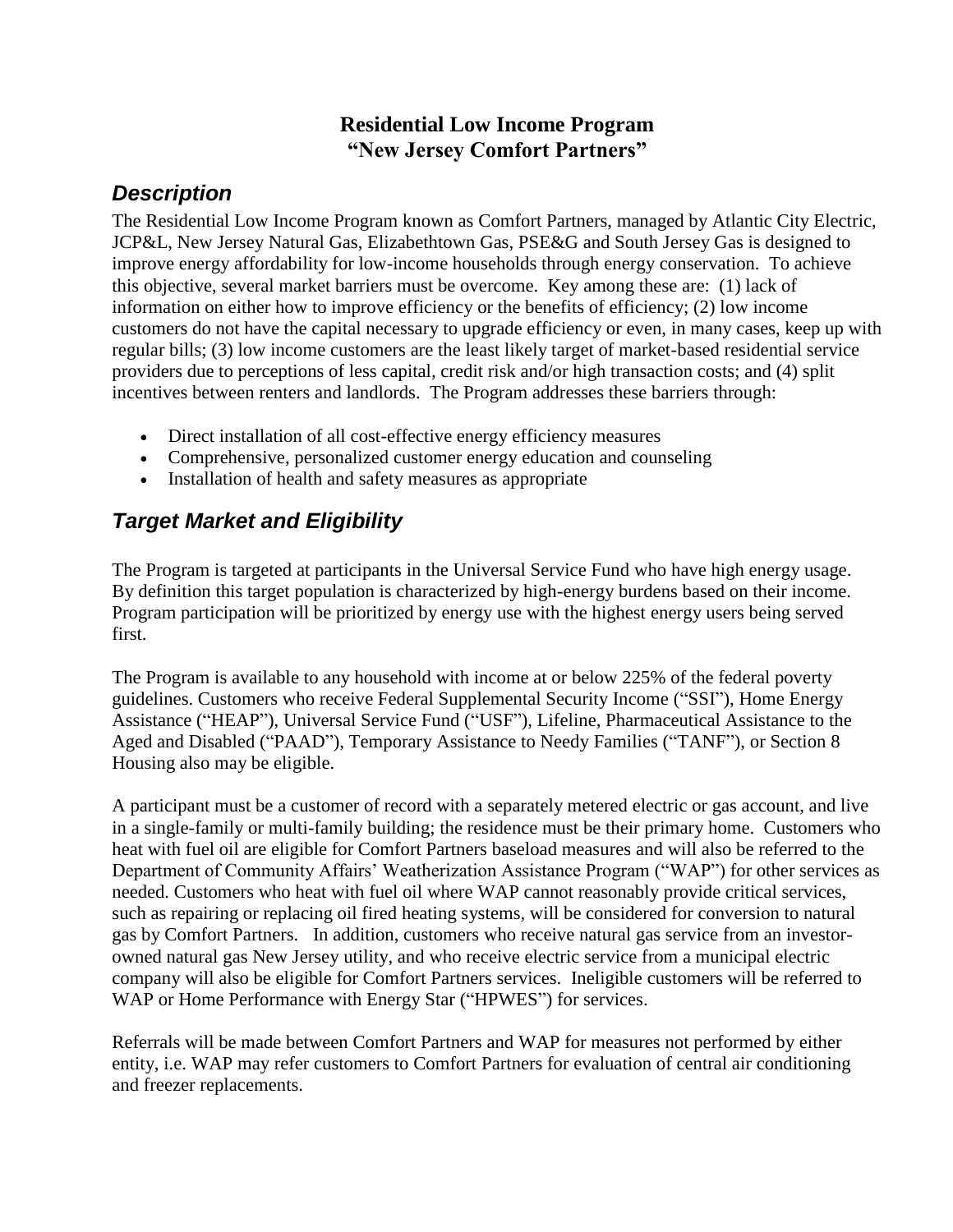# **Residential Low Income Program**
# **"New Jersey Comfort Partners"**

## ***Description***

The Residential Low Income Program known as Comfort Partners, managed by Atlantic City Electric, JCP&L, New Jersey Natural Gas, Elizabethtown Gas, PSE&G and South Jersey Gas is designed to improve energy affordability for low-income households through energy conservation. To achieve this objective, several market barriers must be overcome. Key among these are: (1) lack of information on either how to improve efficiency or the benefits of efficiency; (2) low income customers do not have the capital necessary to upgrade efficiency or even, in many cases, keep up with regular bills; (3) low income customers are the least likely target of market-based residential service providers due to perceptions of less capital, credit risk and/or high transaction costs; and (4) split incentives between renters and landlords. The Program addresses these barriers through:

- Direct installation of all cost-effective energy efficiency measures
- Comprehensive, personalized customer energy education and counseling
- Installation of health and safety measures as appropriate

## ***Target Market and Eligibility***

The Program is targeted at participants in the Universal Service Fund who have high energy usage. By definition this target population is characterized by high-energy burdens based on their income. Program participation will be prioritized by energy use with the highest energy users being served first.

The Program is available to any household with income at or below 225% of the federal poverty guidelines. Customers who receive Federal Supplemental Security Income ("SSI"), Home Energy Assistance ("HEAP"), Universal Service Fund ("USF"), Lifeline, Pharmaceutical Assistance to the Aged and Disabled ("PAAD"), Temporary Assistance to Needy Families ("TANF"), or Section 8 Housing also may be eligible.

A participant must be a customer of record with a separately metered electric or gas account, and live in a single-family or multi-family building; the residence must be their primary home. Customers who heat with fuel oil are eligible for Comfort Partners baseload measures and will also be referred to the Department of Community Affairs' Weatherization Assistance Program ("WAP") for other services as needed. Customers who heat with fuel oil where WAP cannot reasonably provide critical services, such as repairing or replacing oil fired heating systems, will be considered for conversion to natural gas by Comfort Partners. In addition, customers who receive natural gas service from an investor-owned natural gas New Jersey utility, and who receive electric service from a municipal electric company will also be eligible for Comfort Partners services. Ineligible customers will be referred to WAP or Home Performance with Energy Star ("HPWES") for services.

Referrals will be made between Comfort Partners and WAP for measures not performed by either entity, i.e. WAP may refer customers to Comfort Partners for evaluation of central air conditioning and freezer replacements.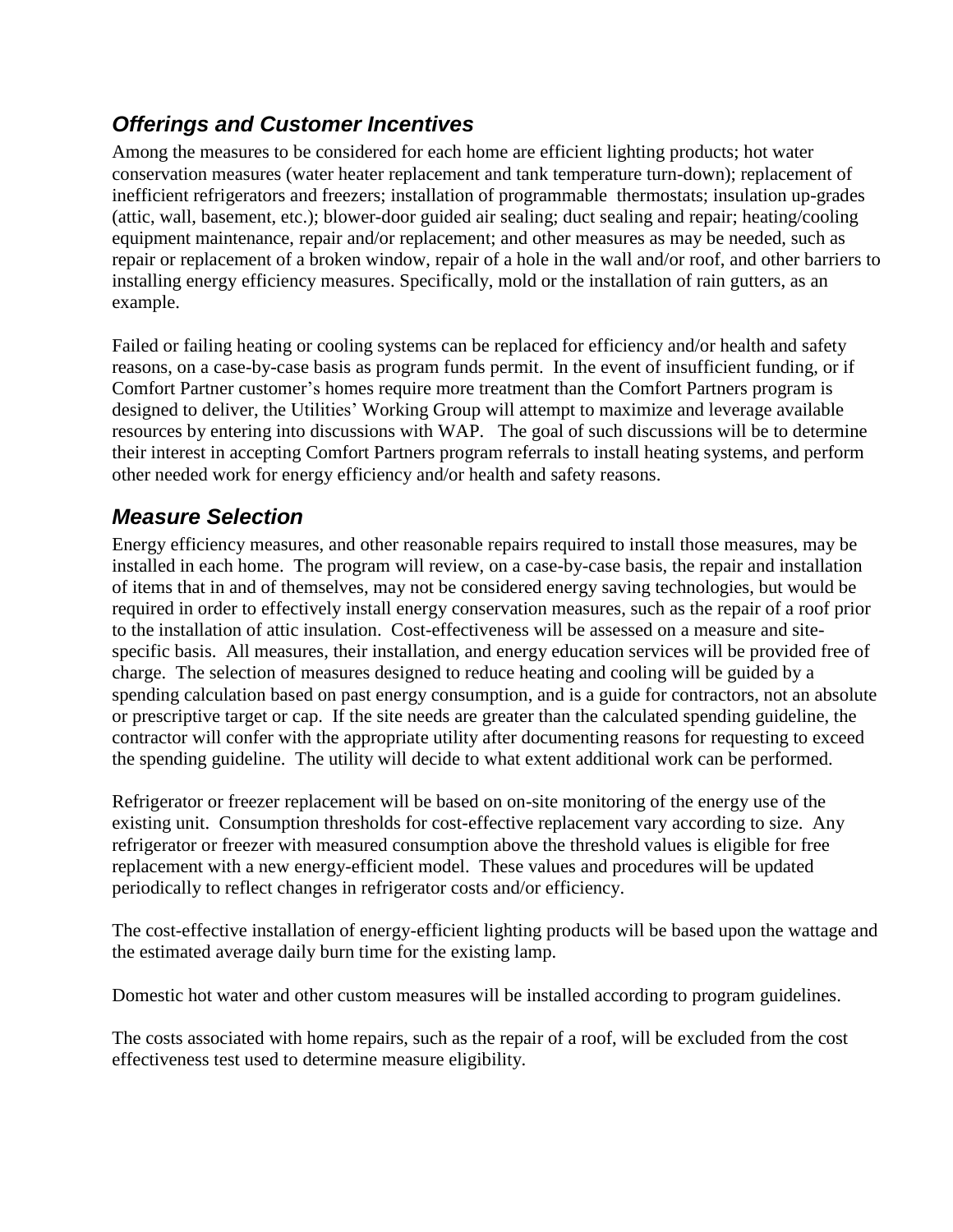## *Offerings and Customer Incentives*

Among the measures to be considered for each home are efficient lighting products; hot water conservation measures (water heater replacement and tank temperature turn-down); replacement of inefficient refrigerators and freezers; installation of programmable thermostats; insulation up-grades (attic, wall, basement, etc.); blower-door guided air sealing; duct sealing and repair; heating/cooling equipment maintenance, repair and/or replacement; and other measures as may be needed, such as repair or replacement of a broken window, repair of a hole in the wall and/or roof, and other barriers to installing energy efficiency measures. Specifically, mold or the installation of rain gutters, as an example.

Failed or failing heating or cooling systems can be replaced for efficiency and/or health and safety reasons, on a case-by-case basis as program funds permit. In the event of insufficient funding, or if Comfort Partner customer's homes require more treatment than the Comfort Partners program is designed to deliver, the Utilities' Working Group will attempt to maximize and leverage available resources by entering into discussions with WAP. The goal of such discussions will be to determine their interest in accepting Comfort Partners program referrals to install heating systems, and perform other needed work for energy efficiency and/or health and safety reasons.

## *Measure Selection*

Energy efficiency measures, and other reasonable repairs required to install those measures, may be installed in each home. The program will review, on a case-by-case basis, the repair and installation of items that in and of themselves, may not be considered energy saving technologies, but would be required in order to effectively install energy conservation measures, such as the repair of a roof prior to the installation of attic insulation. Cost-effectiveness will be assessed on a measure and site-specific basis. All measures, their installation, and energy education services will be provided free of charge. The selection of measures designed to reduce heating and cooling will be guided by a spending calculation based on past energy consumption, and is a guide for contractors, not an absolute or prescriptive target or cap. If the site needs are greater than the calculated spending guideline, the contractor will confer with the appropriate utility after documenting reasons for requesting to exceed the spending guideline. The utility will decide to what extent additional work can be performed.

Refrigerator or freezer replacement will be based on on-site monitoring of the energy use of the existing unit. Consumption thresholds for cost-effective replacement vary according to size. Any refrigerator or freezer with measured consumption above the threshold values is eligible for free replacement with a new energy-efficient model. These values and procedures will be updated periodically to reflect changes in refrigerator costs and/or efficiency.

The cost-effective installation of energy-efficient lighting products will be based upon the wattage and the estimated average daily burn time for the existing lamp.

Domestic hot water and other custom measures will be installed according to program guidelines.

The costs associated with home repairs, such as the repair of a roof, will be excluded from the cost effectiveness test used to determine measure eligibility.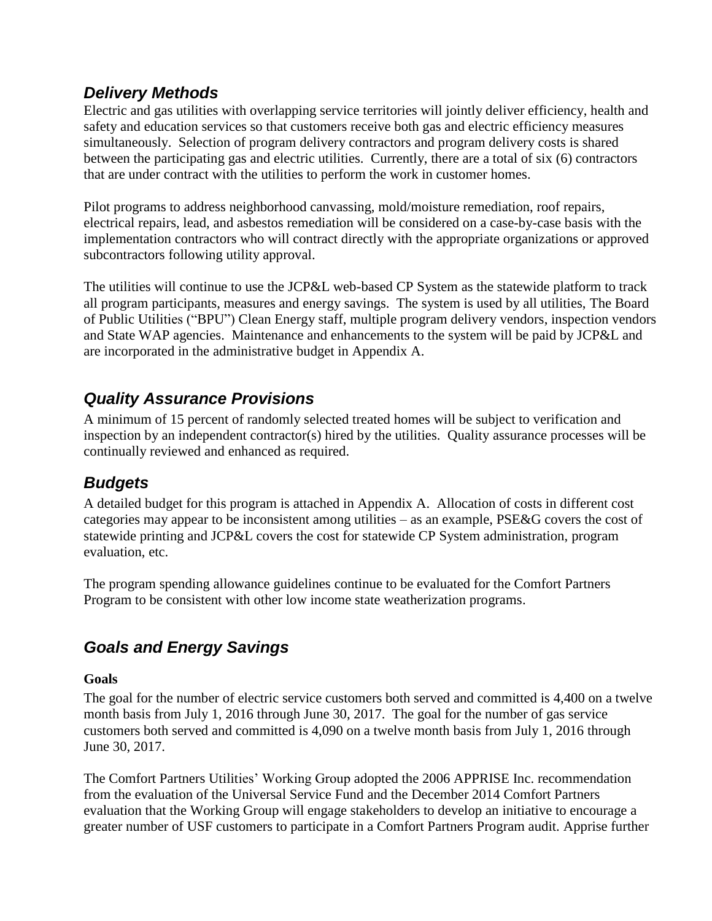## *Delivery Methods*

Electric and gas utilities with overlapping service territories will jointly deliver efficiency, health and safety and education services so that customers receive both gas and electric efficiency measures simultaneously. Selection of program delivery contractors and program delivery costs is shared between the participating gas and electric utilities. Currently, there are a total of six (6) contractors that are under contract with the utilities to perform the work in customer homes.

Pilot programs to address neighborhood canvassing, mold/moisture remediation, roof repairs, electrical repairs, lead, and asbestos remediation will be considered on a case-by-case basis with the implementation contractors who will contract directly with the appropriate organizations or approved subcontractors following utility approval.

The utilities will continue to use the JCP&L web-based CP System as the statewide platform to track all program participants, measures and energy savings. The system is used by all utilities, The Board of Public Utilities ("BPU") Clean Energy staff, multiple program delivery vendors, inspection vendors and State WAP agencies. Maintenance and enhancements to the system will be paid by JCP&L and are incorporated in the administrative budget in Appendix A.

## *Quality Assurance Provisions*

A minimum of 15 percent of randomly selected treated homes will be subject to verification and inspection by an independent contractor(s) hired by the utilities. Quality assurance processes will be continually reviewed and enhanced as required.

## *Budgets*

A detailed budget for this program is attached in Appendix A. Allocation of costs in different cost categories may appear to be inconsistent among utilities – as an example, PSE&G covers the cost of statewide printing and JCP&L covers the cost for statewide CP System administration, program evaluation, etc.

The program spending allowance guidelines continue to be evaluated for the Comfort Partners Program to be consistent with other low income state weatherization programs.

## *Goals and Energy Savings*

**Goals**

The goal for the number of electric service customers both served and committed is 4,400 on a twelve month basis from July 1, 2016 through June 30, 2017. The goal for the number of gas service customers both served and committed is 4,090 on a twelve month basis from July 1, 2016 through June 30, 2017.

The Comfort Partners Utilities' Working Group adopted the 2006 APPRISE Inc. recommendation from the evaluation of the Universal Service Fund and the December 2014 Comfort Partners evaluation that the Working Group will engage stakeholders to develop an initiative to encourage a greater number of USF customers to participate in a Comfort Partners Program audit. Apprise further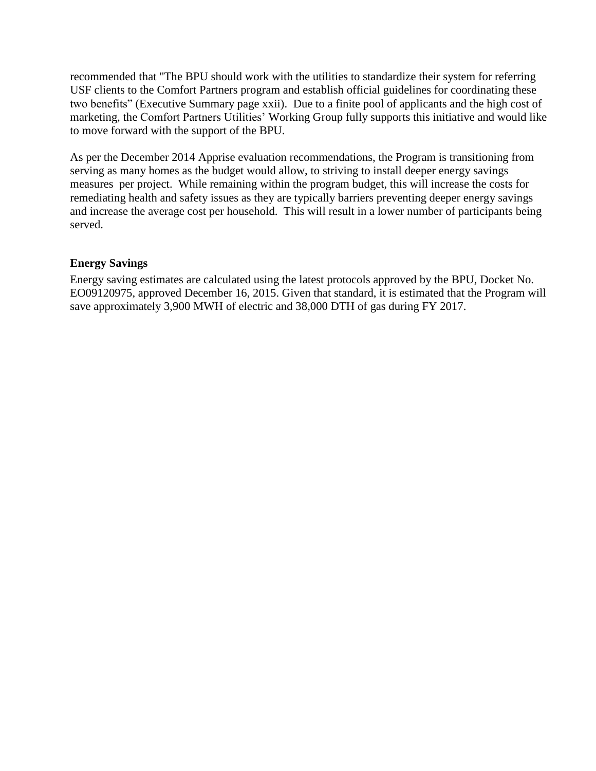recommended that "The BPU should work with the utilities to standardize their system for referring USF clients to the Comfort Partners program and establish official guidelines for coordinating these two benefits" (Executive Summary page xxii). Due to a finite pool of applicants and the high cost of marketing, the Comfort Partners Utilities' Working Group fully supports this initiative and would like to move forward with the support of the BPU.

As per the December 2014 Apprise evaluation recommendations, the Program is transitioning from serving as many homes as the budget would allow, to striving to install deeper energy savings measures per project. While remaining within the program budget, this will increase the costs for remediating health and safety issues as they are typically barriers preventing deeper energy savings and increase the average cost per household. This will result in a lower number of participants being served.

**Energy Savings**

Energy saving estimates are calculated using the latest protocols approved by the BPU, Docket No. EO09120975, approved December 16, 2015. Given that standard, it is estimated that the Program will save approximately 3,900 MWH of electric and 38,000 DTH of gas during FY 2017.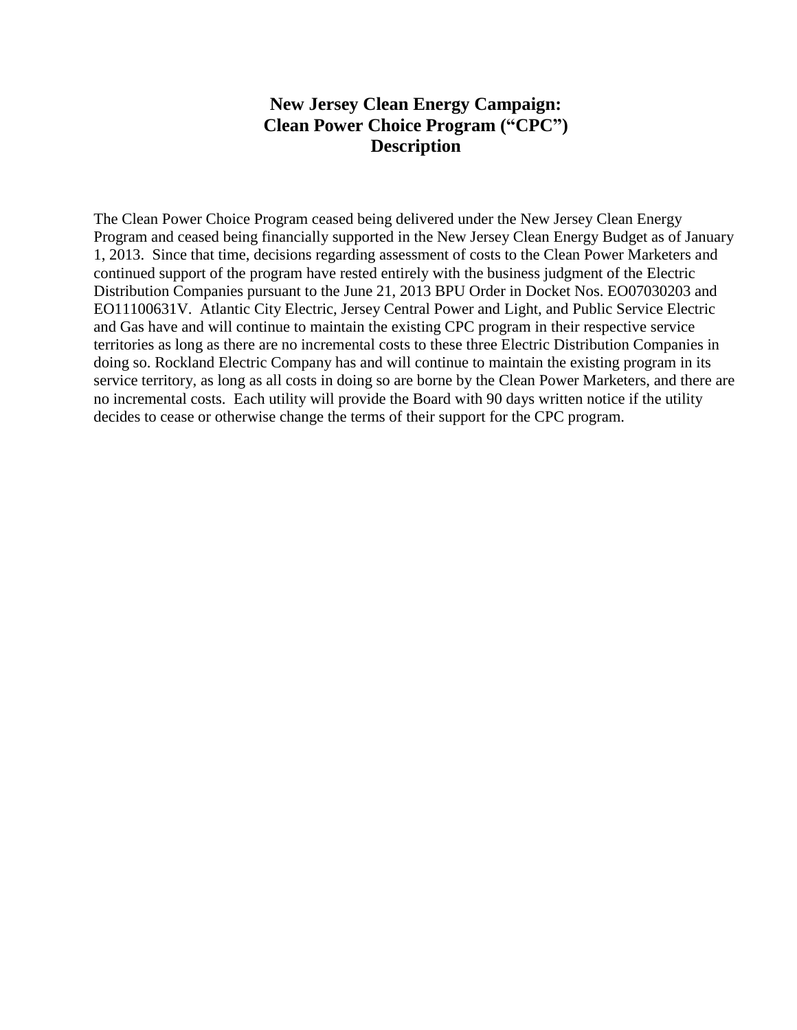# New Jersey Clean Energy Campaign:
# Clean Power Choice Program ("CPC")
# Description

The Clean Power Choice Program ceased being delivered under the New Jersey Clean Energy Program and ceased being financially supported in the New Jersey Clean Energy Budget as of January 1, 2013. Since that time, decisions regarding assessment of costs to the Clean Power Marketers and continued support of the program have rested entirely with the business judgment of the Electric Distribution Companies pursuant to the June 21, 2013 BPU Order in Docket Nos. EO07030203 and EO11100631V. Atlantic City Electric, Jersey Central Power and Light, and Public Service Electric and Gas have and will continue to maintain the existing CPC program in their respective service territories as long as there are no incremental costs to these three Electric Distribution Companies in doing so. Rockland Electric Company has and will continue to maintain the existing program in its service territory, as long as all costs in doing so are borne by the Clean Power Marketers, and there are no incremental costs. Each utility will provide the Board with 90 days written notice if the utility decides to cease or otherwise change the terms of their support for the CPC program.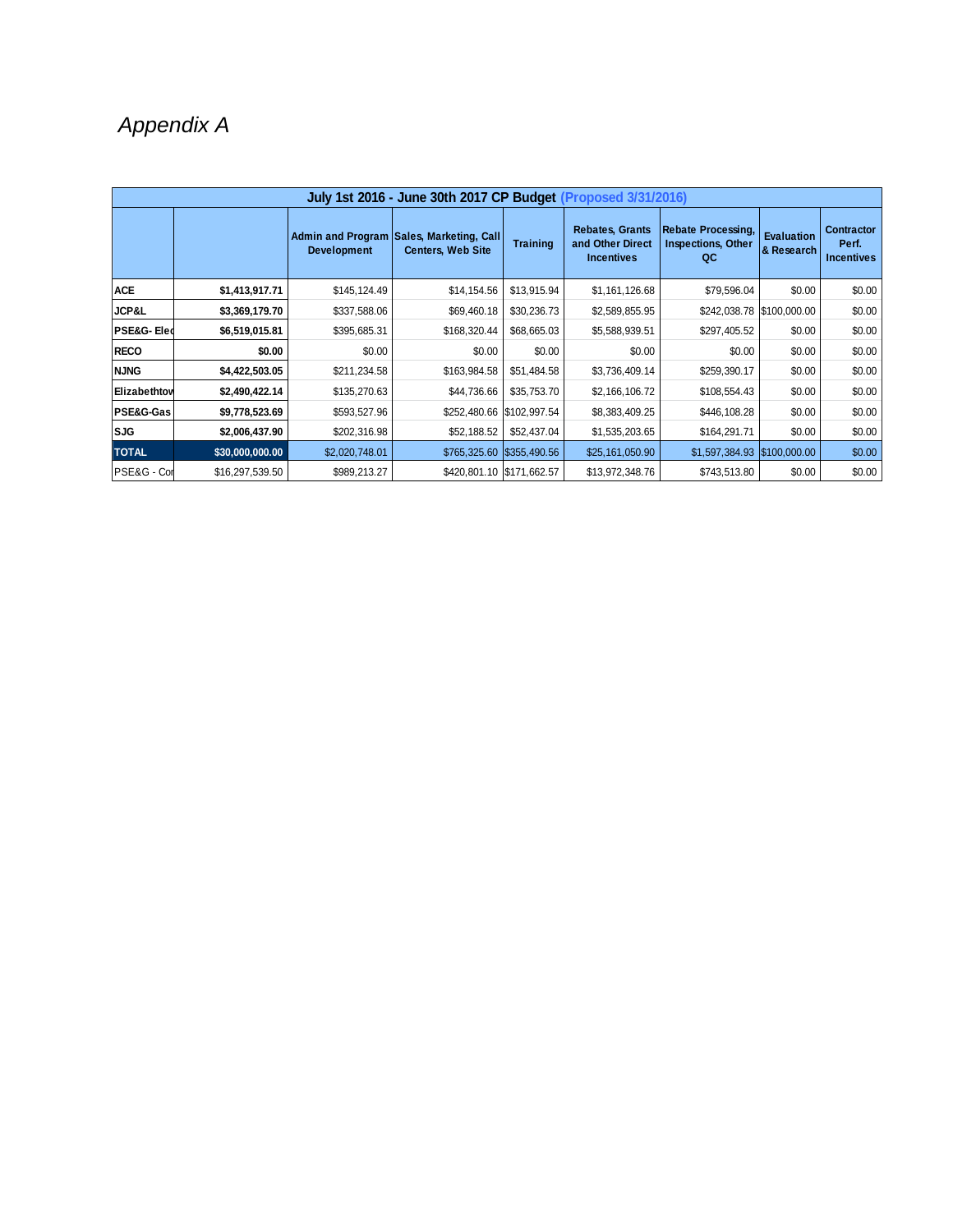# *Appendix A*

| July 1st 2016 - June 30th 2017 CP Budget (Proposed 3/31/2016) | | | | | | | | |
|---|---|---|---|---|---|---|---|---|
| | | Admin and Program Development | Sales, Marketing, Call Centers, Web Site | Training | Rebates, Grants and Other Direct Incentives | Rebate Processing, Inspections, Other QC | Evaluation & Research | Contractor Perf. Incentives |
| **ACE** | **$1,413,917.71** | $145,124.49 | $14,154.56 | $13,915.94 | $1,161,126.68 | $79,596.04 | $0.00 | $0.00 |
| **JCP&L** | **$3,369,179.70** | $337,588.06 | $69,460.18 | $30,236.73 | $2,589,855.95 | $242,038.78 | $100,000.00 | $0.00 |
| **PSE&G- Elec** | **$6,519,015.81** | $395,685.31 | $168,320.44 | $68,665.03 | $5,588,939.51 | $297,405.52 | $0.00 | $0.00 |
| **RECO** | **$0.00** | $0.00 | $0.00 | $0.00 | $0.00 | $0.00 | $0.00 | $0.00 |
| **NJNG** | **$4,422,503.05** | $211,234.58 | $163,984.58 | $51,484.58 | $3,736,409.14 | $259,390.17 | $0.00 | $0.00 |
| **Elizabethtow** | **$2,490,422.14** | $135,270.63 | $44,736.66 | $35,753.70 | $2,166,106.72 | $108,554.43 | $0.00 | $0.00 |
| **PSE&G-Gas** | **$9,778,523.69** | $593,527.96 | $252,480.66 | $102,997.54 | $8,383,409.25 | $446,108.28 | $0.00 | $0.00 |
| **SJG** | **$2,006,437.90** | $202,316.98 | $52,188.52 | $52,437.04 | $1,535,203.65 | $164,291.71 | $0.00 | $0.00 |
| **TOTAL** | **$30,000,000.00** | $2,020,748.01 | $765,325.60 | $355,490.56 | $25,161,050.90 | $1,597,384.93 | $100,000.00 | $0.00 |
| PSE&G - Cor | $16,297,539.50 | $989,213.27 | $420,801.10 | $171,662.57 | $13,972,348.76 | $743,513.80 | $0.00 | $0.00 |